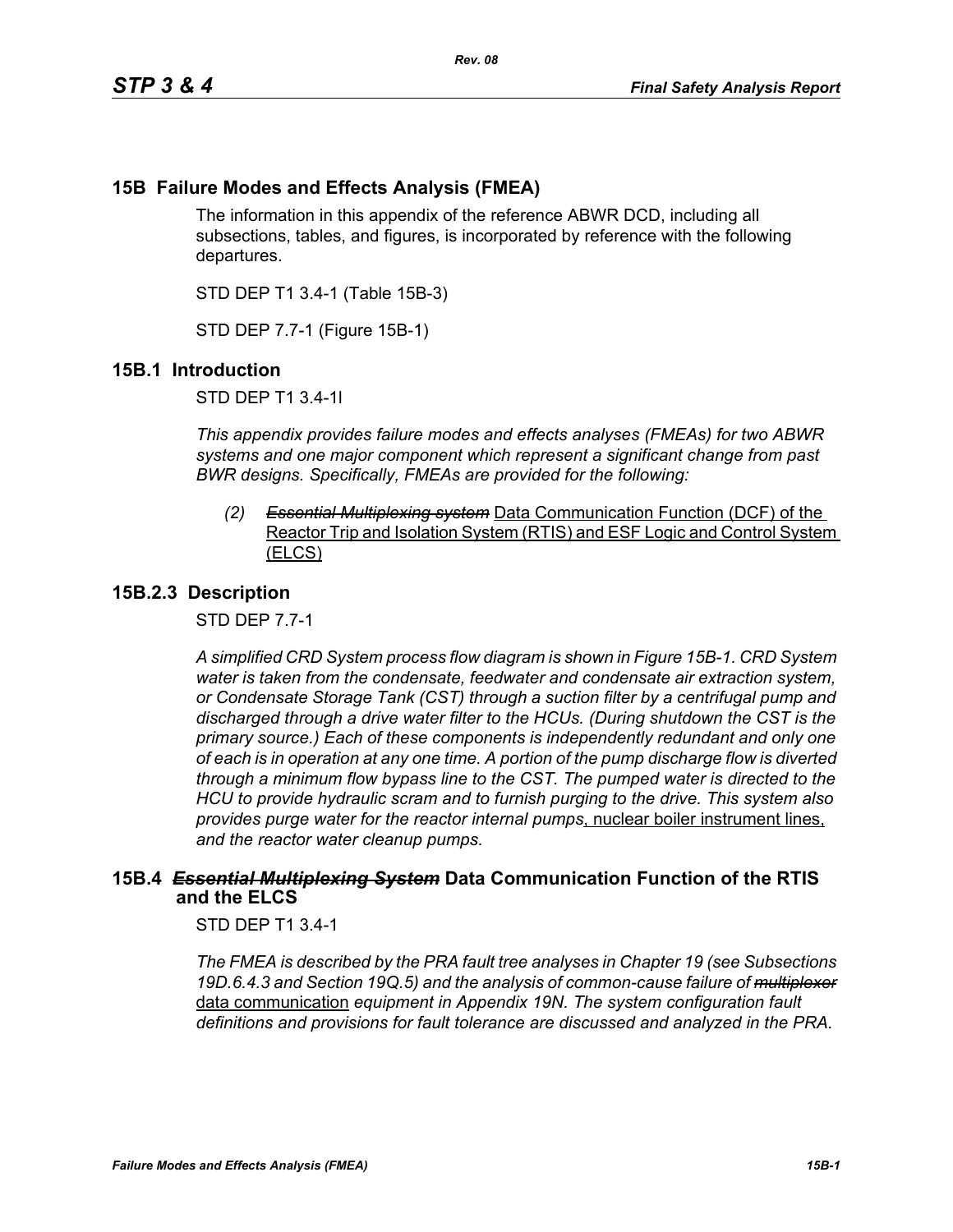## 15B Failure Modes and Effects Analysis (FMEA)

The information in this appendix of the reference ABWR DCD, including all subsections, tables, and figures, is incorporated by reference with the following departures.

STD DEP T1 3.4-1 (Table 15B-3)

STD DEP 7.7-1 (Figure 15B-1)

## 15B.1 Introduction

STD DEP T1 3.4-1l

*This appendix provides failure modes and effects analyses (FMEAs) for two ABWR systems and one major component which represent a significant change from past BWR designs. Specifically, FMEAs are provided for the following:*

*(2)* ~~*Essential Multiplexing system*~~ Data Communication Function (DCF) of the Reactor Trip and Isolation System (RTIS) and ESF Logic and Control System (ELCS)

## 15B.2.3 Description

STD DEP 7.7-1

*A simplified CRD System process flow diagram is shown in Figure 15B-1. CRD System water is taken from the condensate, feedwater and condensate air extraction system, or Condensate Storage Tank (CST) through a suction filter by a centrifugal pump and discharged through a drive water filter to the HCUs. (During shutdown the CST is the primary source.) Each of these components is independently redundant and only one of each is in operation at any one time. A portion of the pump discharge flow is diverted through a minimum flow bypass line to the CST. The pumped water is directed to the HCU to provide hydraulic scram and to furnish purging to the drive. This system also provides purge water for the reactor internal pumps*, nuclear boiler instrument lines, *and the reactor water cleanup pumps.*

## 15B.4 ~~*Essential Multiplexing System*~~ Data Communication Function of the RTIS and the ELCS

STD DEP T1 3.4-1

*The FMEA is described by the PRA fault tree analyses in Chapter 19 (see Subsections 19D.6.4.3 and Section 19Q.5) and the analysis of common-cause failure of* ~~*multiplexor*~~ data communication *equipment in Appendix 19N. The system configuration fault definitions and provisions for fault tolerance are discussed and analyzed in the PRA.*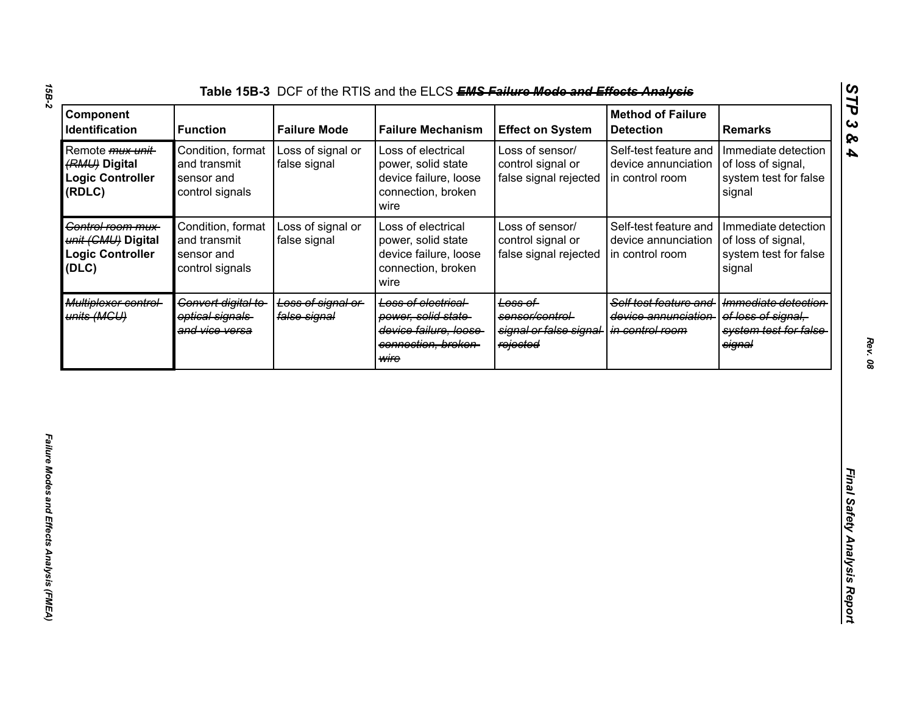Table 15B-3 DCF of the RTIS and the ELCS ~~EMS Failure Mode and Effects Analysis~~

| Component Identification | Function | Failure Mode | Failure Mechanism | Effect on System | Method of Failure Detection | Remarks |
|---|---|---|---|---|---|---|
| Remote ~~mux unit (RMU)~~ **Digital Logic Controller (RDLC)** | Condition, format and transmit sensor and control signals | Loss of signal or false signal | Loss of electrical power, solid state device failure, loose connection, broken wire | Loss of sensor/ control signal or false signal rejected | Self-test feature and device annunciation in control room | Immediate detection of loss of signal, system test for false signal |
| ~~Control room mux unit (CMU)~~ **Digital Logic Controller (DLC)** | Condition, format and transmit sensor and control signals | Loss of signal or false signal | Loss of electrical power, solid state device failure, loose connection, broken wire | Loss of sensor/ control signal or false signal rejected | Self-test feature and device annunciation in control room | Immediate detection of loss of signal, system test for false signal |
| ~~Multiplexer control units (MCU)~~ | ~~Convert digital to optical signals and vice versa~~ | ~~Loss of signal or false signal~~ | ~~Loss of electrical power, solid state device failure, loose connection, broken wire~~ | ~~Loss of sensor/control signal or false signal rejected~~ | ~~Self test feature and device annunciation in control room~~ | ~~Immediate detection of loss of signal, system test for false signal~~ |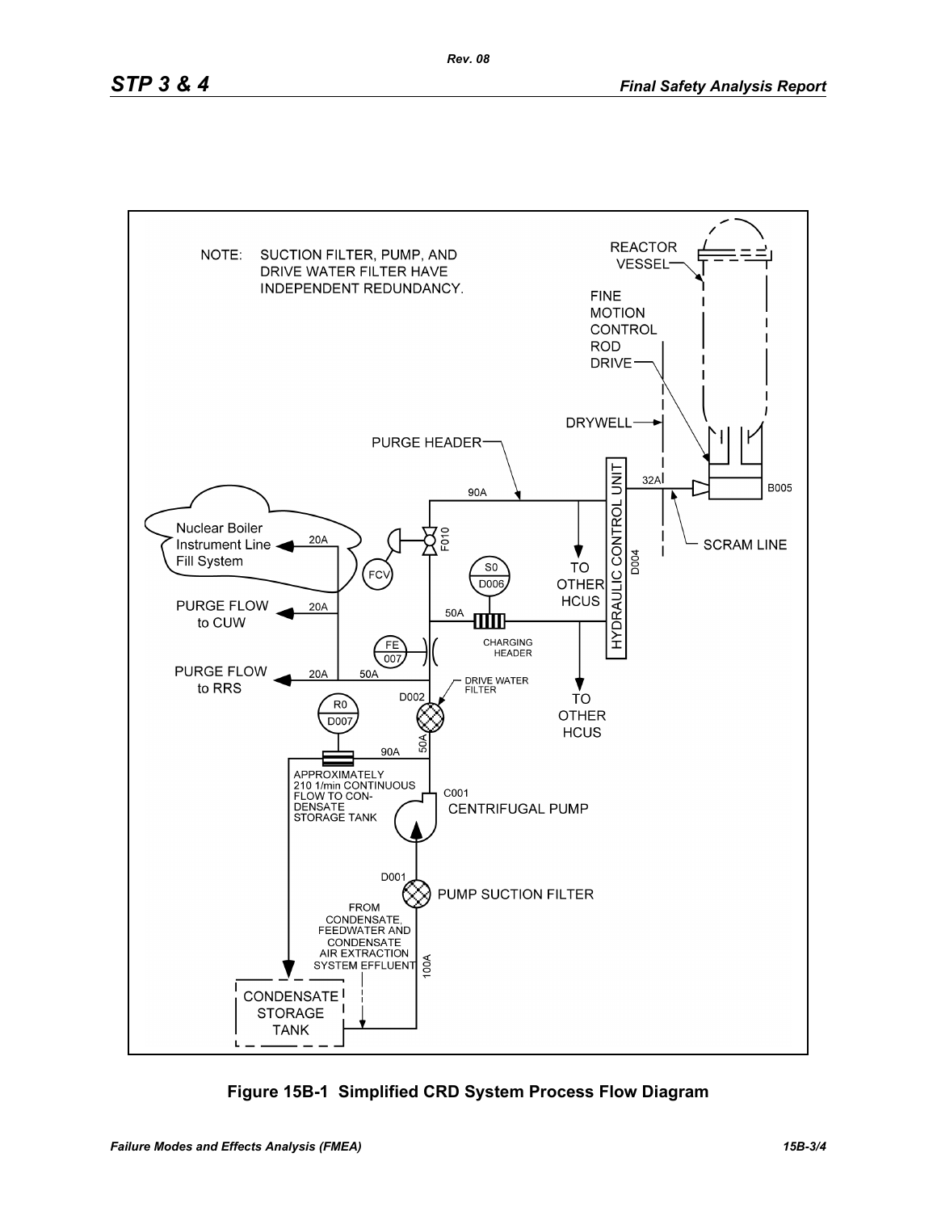NOTE: SUCTION FILTER, PUMP, AND DRIVE WATER FILTER HAVE INDEPENDENT REDUNDANCY.

REACTOR VESSEL

FINE MOTION CONTROL ROD DRIVE

DRYWELL

PURGE HEADER

90A

32A

B005

HYDRAULIC CONTROL UNIT

D004

SCRAM LINE

Nuclear Boiler Instrument Line Fill System

20A

F010

FCV

S0

D006

TO OTHER HCUS

PURGE FLOW to CUW

20A

50A

CHARGING HEADER

FE

007

PURGE FLOW to RRS

20A

50A

D002

DRIVE WATER FILTER

TO OTHER HCUS

R0

D007

90A

50A

APPROXIMATELY 210 1/min CONTINUOUS FLOW TO CONDENSATE STORAGE TANK

C001

CENTRIFUGAL PUMP

D001

PUMP SUCTION FILTER

FROM CONDENSATE, FEEDWATER AND CONDENSATE AIR EXTRACTION SYSTEM EFFLUENT

100A

CONDENSATE STORAGE TANK

**Figure 15B-1 Simplified CRD System Process Flow Diagram**